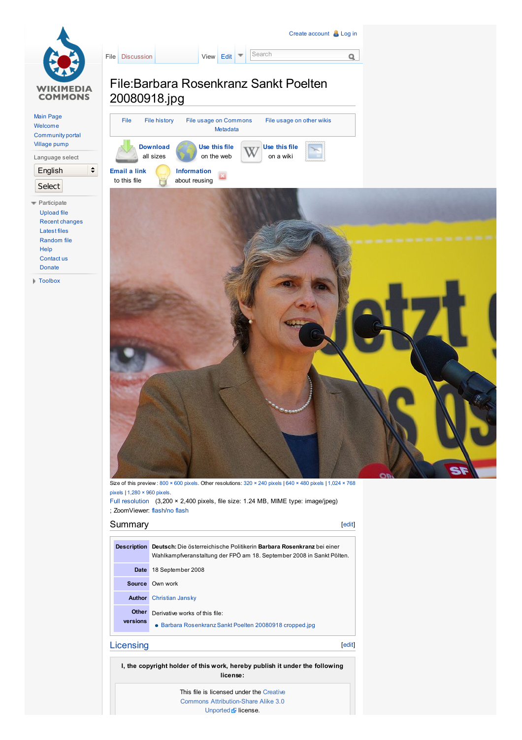Create account Log in

File Discussion View Edit Search

Main Page
Welcome
Community portal
Village pump

Language select

English

Select

Participate

Upload file
Recent changes
Latest files
Random file
Help
Contact us
Donate

Toolbox

# File:Barbara Rosenkranz Sankt Poelten 20080918.jpg

File File history File usage on Commons File usage on other wikis Metadata

**Download** all sizes **Use this file** on the web **Use this file** on a wiki

**Email a link** to this file **Information** about reusing

Size of this preview: 800 × 600 pixels. Other resolutions: 320 × 240 pixels | 640 × 480 pixels | 1,024 × 768 pixels | 1,280 × 960 pixels.

Full resolution (3,200 × 2,400 pixels, file size: 1.24 MB, MIME type: image/jpeg) ; ZoomViewer: flash/no flash

## Summary

[edit]

| | |
|---|---|
| **Description** | **Deutsch:** Die österreichische Politikerin **Barbara Rosenkranz** bei einer Wahlkampfveranstaltung der FPÖ am 18. September 2008 in Sankt Pölten. |
| **Date** | 18 September 2008 |
| **Source** | Own work |
| **Author** | Christian Jansky |
| **Other versions** | Derivative works of this file: <br> • Barbara Rosenkranz Sankt Poelten 20080918 cropped.jpg |

## Licensing

[edit]

**I, the copyright holder of this work, hereby publish it under the following license:**

This file is licensed under the Creative Commons Attribution-Share Alike 3.0 Unported license.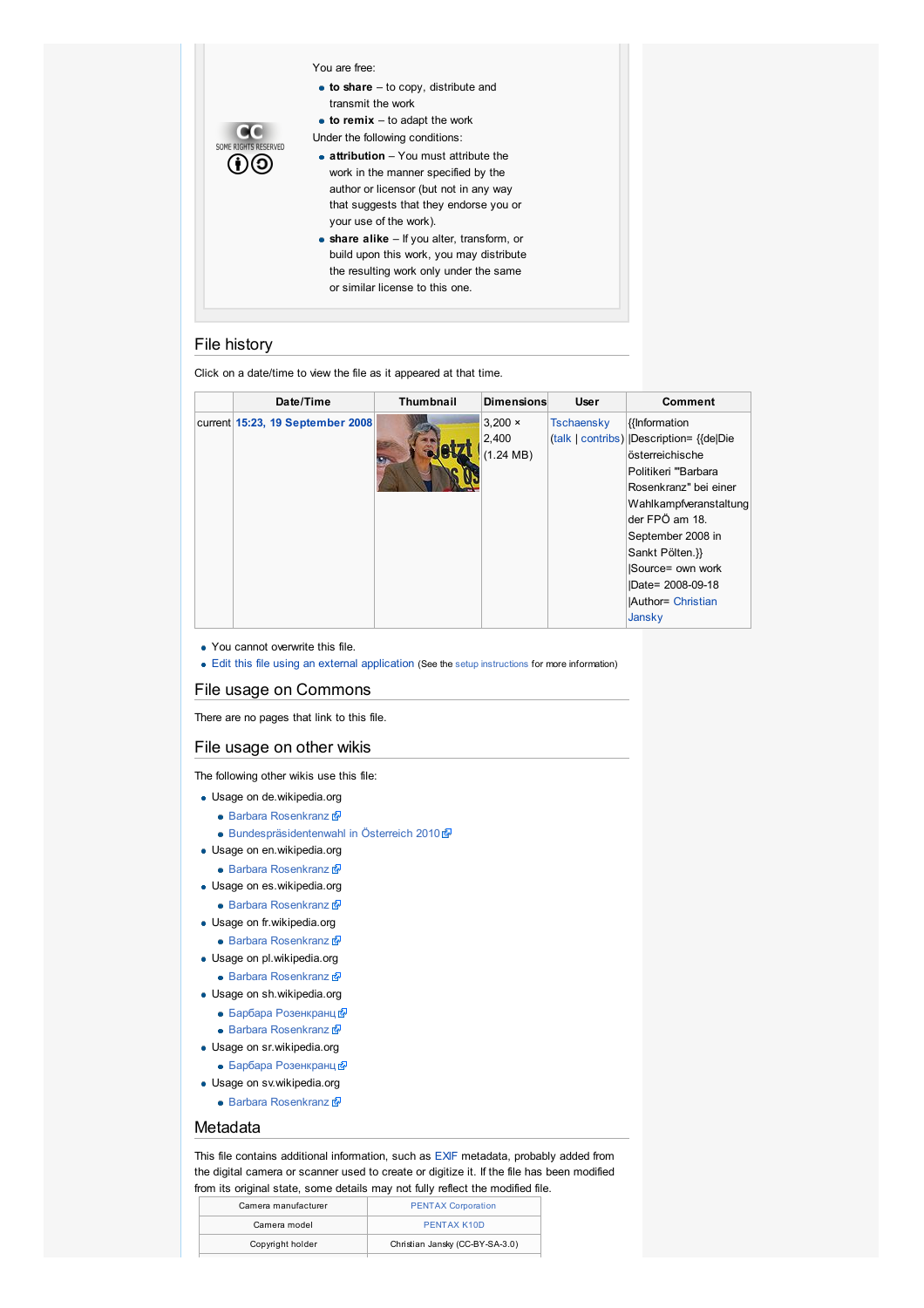CC SOME RIGHTS RESERVED

You are free:

- **to share** – to copy, distribute and transmit the work
- **to remix** – to adapt the work

Under the following conditions:

- **attribution** – You must attribute the work in the manner specified by the author or licensor (but not in any way that suggests that they endorse you or your use of the work).
- **share alike** – If you alter, transform, or build upon this work, you may distribute the resulting work only under the same or similar license to this one.

## File history

Click on a date/time to view the file as it appeared at that time.

| | Date/Time | Thumbnail | Dimensions | User | Comment |
|---|---|---|---|---|---|
| current | 15:23, 19 September 2008 | | 3,200 × 2,400 (1.24 MB) | Tschaensky (talk \| contribs) | {{Information \|Description= {{de\|Die österreichische Politikeri '''Barbara Rosenkranz''' bei einer Wahlkampfveranstaltung der FPÖ am 18. September 2008 in Sankt Pölten.}} \|Source= own work \|Date= 2008-09-18 \|Author= Christian Jansky |

- You cannot overwrite this file.
- Edit this file using an external application (See the setup instructions for more information)

## File usage on Commons

There are no pages that link to this file.

## File usage on other wikis

The following other wikis use this file:

- Usage on de.wikipedia.org
  - Barbara Rosenkranz
  - Bundespräsidentenwahl in Österreich 2010
- Usage on en.wikipedia.org
  - Barbara Rosenkranz
- Usage on es.wikipedia.org
  - Barbara Rosenkranz
- Usage on fr.wikipedia.org
  - Barbara Rosenkranz
- Usage on pl.wikipedia.org
  - Barbara Rosenkranz
- Usage on sh.wikipedia.org
  - Барбара Розенкранц
  - Barbara Rosenkranz
- Usage on sr.wikipedia.org
  - Барбара Розенкранц
- Usage on sv.wikipedia.org
  - Barbara Rosenkranz

## Metadata

This file contains additional information, such as EXIF metadata, probably added from the digital camera or scanner used to create or digitize it. If the file has been modified from its original state, some details may not fully reflect the modified file.

| | |
|---|---|
| Camera manufacturer | PENTAX Corporation |
| Camera model | PENTAX K10D |
| Copyright holder | Christian Jansky (CC-BY-SA-3.0) |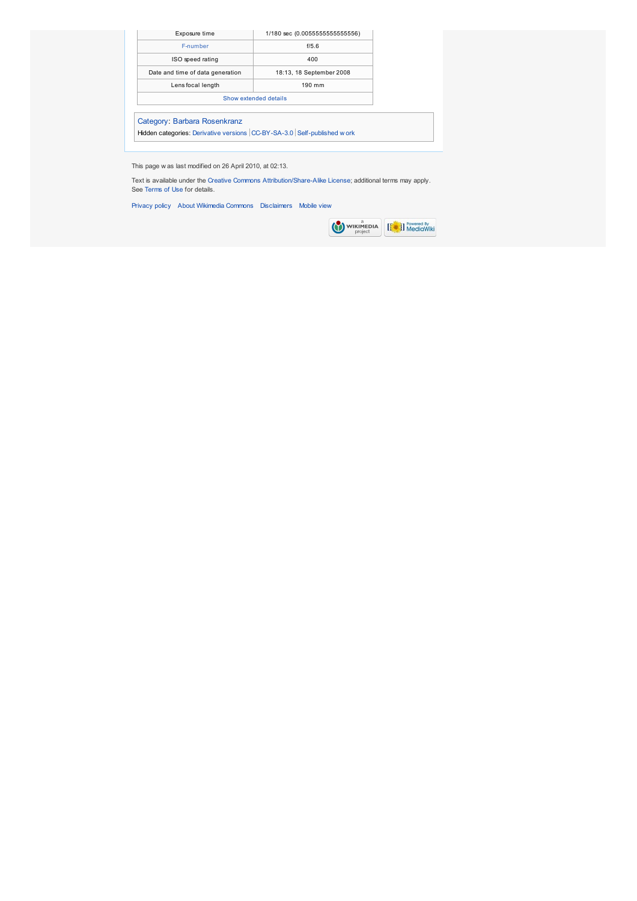| | |
|---|---|
| Exposure time | 1/180 sec (0.0055555555555556) |
| F-number | f/5.6 |
| ISO speed rating | 400 |
| Date and time of data generation | 18:13, 18 September 2008 |
| Lens focal length | 190 mm |
| Show extended details | |

Category: Barbara Rosenkranz

Hidden categories: Derivative versions | CC-BY-SA-3.0 | Self-published work

This page was last modified on 26 April 2010, at 02:13.

Text is available under the Creative Commons Attribution/Share-Alike License; additional terms may apply. See Terms of Use for details.

Privacy policy About Wikimedia Commons Disclaimers Mobile view